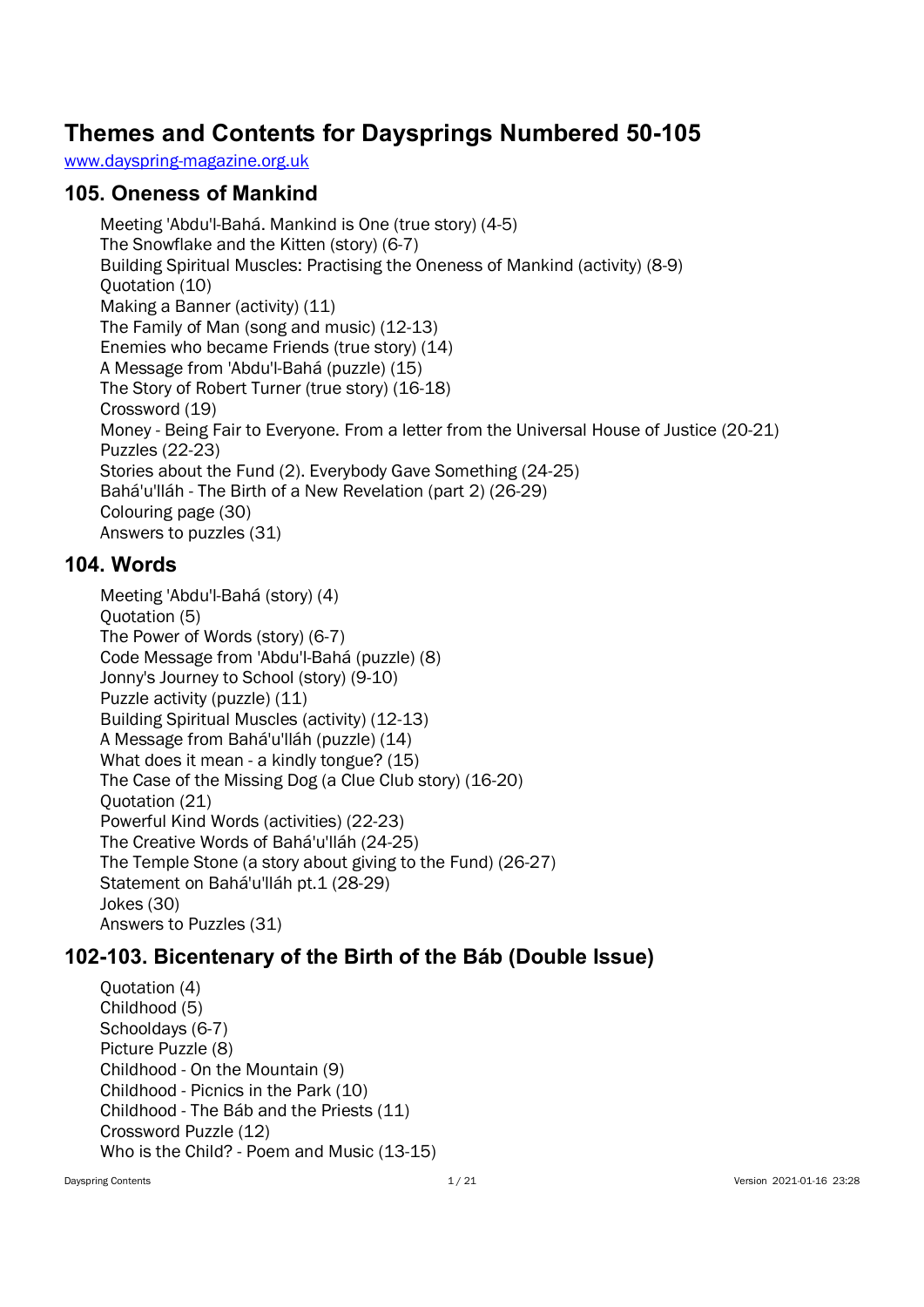# Themes and Contents for Daysprings Numbered 50-105

www.dayspring-magazine.org.uk

## 105. Oneness of Mankind

Meeting 'Abdu'l-Bahá. Mankind is One (true story) (4-5)
The Snowflake and the Kitten (story) (6-7)
Building Spiritual Muscles: Practising the Oneness of Mankind (activity) (8-9)
Quotation (10)
Making a Banner (activity) (11)
The Family of Man (song and music) (12-13)
Enemies who became Friends (true story) (14)
A Message from 'Abdu'l-Bahá (puzzle) (15)
The Story of Robert Turner (true story) (16-18)
Crossword (19)
Money - Being Fair to Everyone. From a letter from the Universal House of Justice (20-21)
Puzzles (22-23)
Stories about the Fund (2). Everybody Gave Something (24-25)
Bahá'u'lláh - The Birth of a New Revelation (part 2) (26-29)
Colouring page (30)
Answers to puzzles (31)

## 104. Words

Meeting 'Abdu'l-Bahá (story) (4)
Quotation (5)
The Power of Words (story) (6-7)
Code Message from 'Abdu'l-Bahá (puzzle) (8)
Jonny's Journey to School (story) (9-10)
Puzzle activity (puzzle) (11)
Building Spiritual Muscles (activity) (12-13)
A Message from Bahá'u'lláh (puzzle) (14)
What does it mean - a kindly tongue? (15)
The Case of the Missing Dog (a Clue Club story) (16-20)
Quotation (21)
Powerful Kind Words (activities) (22-23)
The Creative Words of Bahá'u'lláh (24-25)
The Temple Stone (a story about giving to the Fund) (26-27)
Statement on Bahá'u'lláh pt.1 (28-29)
Jokes (30)
Answers to Puzzles (31)

## 102-103. Bicentenary of the Birth of the Báb (Double Issue)

Quotation (4)
Childhood (5)
Schooldays (6-7)
Picture Puzzle (8)
Childhood - On the Mountain (9)
Childhood - Picnics in the Park (10)
Childhood - The Báb and the Priests (11)
Crossword Puzzle (12)
Who is the Child? - Poem and Music (13-15)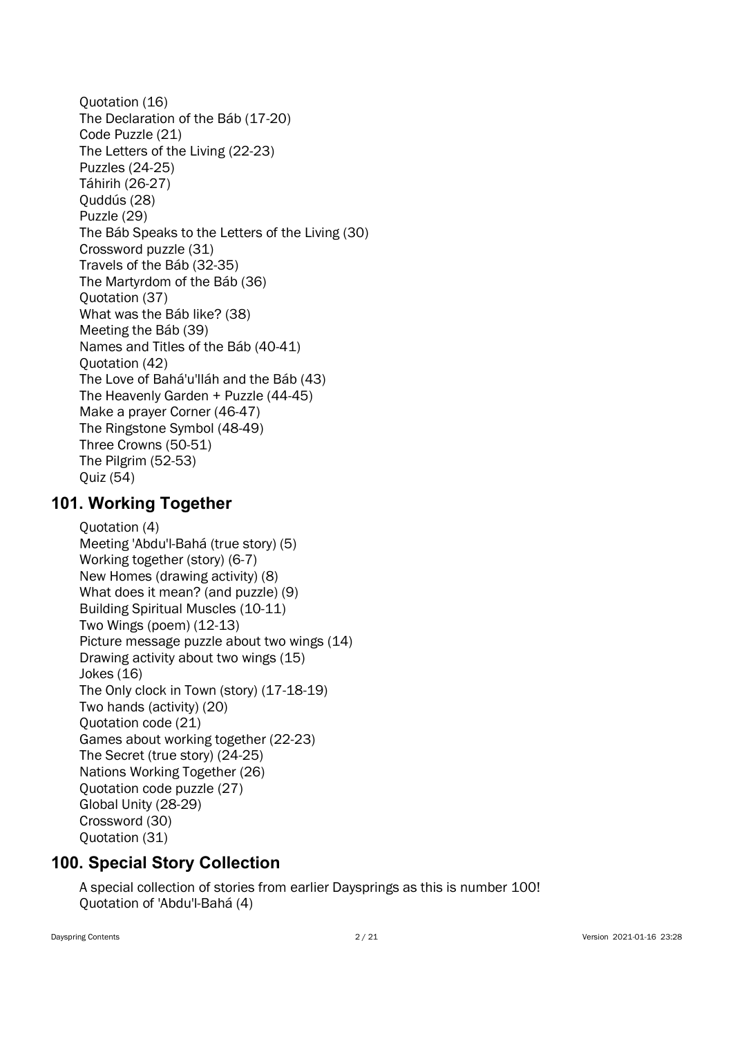Quotation (16)
The Declaration of the Báb (17-20)
Code Puzzle (21)
The Letters of the Living (22-23)
Puzzles (24-25)
Táhirih (26-27)
Quddús (28)
Puzzle (29)
The Báb Speaks to the Letters of the Living (30)
Crossword puzzle (31)
Travels of the Báb (32-35)
The Martyrdom of the Báb (36)
Quotation (37)
What was the Báb like? (38)
Meeting the Báb (39)
Names and Titles of the Báb (40-41)
Quotation (42)
The Love of Bahá'u'lláh and the Báb (43)
The Heavenly Garden + Puzzle (44-45)
Make a prayer Corner (46-47)
The Ringstone Symbol (48-49)
Three Crowns (50-51)
The Pilgrim (52-53)
Quiz (54)

## 101. Working Together

Quotation (4)
Meeting 'Abdu'l-Bahá (true story) (5)
Working together (story) (6-7)
New Homes (drawing activity) (8)
What does it mean? (and puzzle) (9)
Building Spiritual Muscles (10-11)
Two Wings (poem) (12-13)
Picture message puzzle about two wings (14)
Drawing activity about two wings (15)
Jokes (16)
The Only clock in Town (story) (17-18-19)
Two hands (activity) (20)
Quotation code (21)
Games about working together (22-23)
The Secret (true story) (24-25)
Nations Working Together (26)
Quotation code puzzle (27)
Global Unity (28-29)
Crossword (30)
Quotation (31)

## 100. Special Story Collection

A special collection of stories from earlier Daysprings as this is number 100!
Quotation of 'Abdu'l-Bahá (4)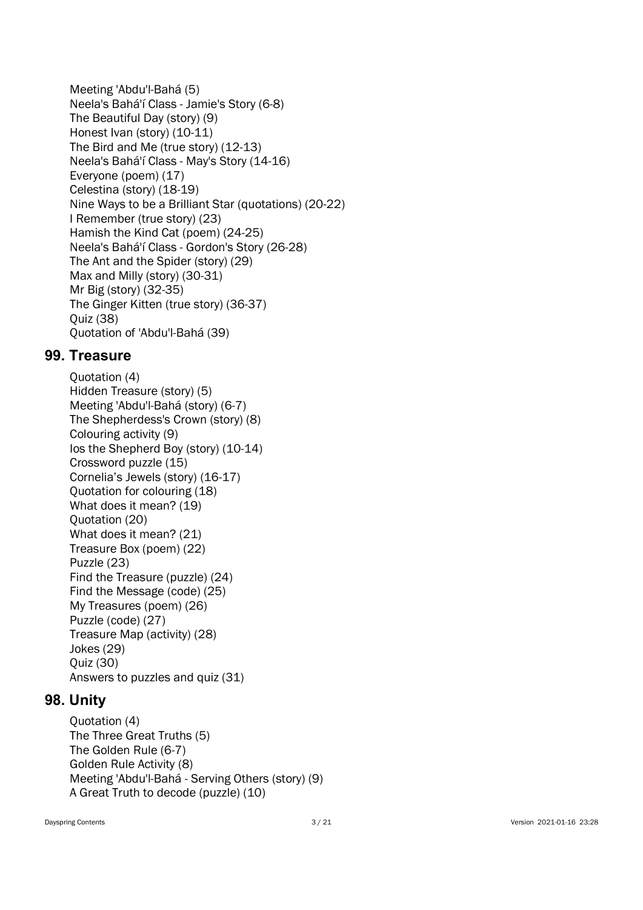Meeting 'Abdu'l-Bahá (5)
Neela's Bahá'í Class - Jamie's Story (6-8)
The Beautiful Day (story) (9)
Honest Ivan (story) (10-11)
The Bird and Me (true story) (12-13)
Neela's Bahá'í Class - May's Story (14-16)
Everyone (poem) (17)
Celestina (story) (18-19)
Nine Ways to be a Brilliant Star (quotations) (20-22)
I Remember (true story) (23)
Hamish the Kind Cat (poem) (24-25)
Neela's Bahá'í Class - Gordon's Story (26-28)
The Ant and the Spider (story) (29)
Max and Milly (story) (30-31)
Mr Big (story) (32-35)
The Ginger Kitten (true story) (36-37)
Quiz (38)
Quotation of 'Abdu'l-Bahá (39)

## 99. Treasure

Quotation (4)
Hidden Treasure (story) (5)
Meeting 'Abdu'l-Bahá (story) (6-7)
The Shepherdess's Crown (story) (8)
Colouring activity (9)
Ios the Shepherd Boy (story) (10-14)
Crossword puzzle (15)
Cornelia’s Jewels (story) (16-17)
Quotation for colouring (18)
What does it mean? (19)
Quotation (20)
What does it mean? (21)
Treasure Box (poem) (22)
Puzzle (23)
Find the Treasure (puzzle) (24)
Find the Message (code) (25)
My Treasures (poem) (26)
Puzzle (code) (27)
Treasure Map (activity) (28)
Jokes (29)
Quiz (30)
Answers to puzzles and quiz (31)

## 98. Unity

Quotation (4)
The Three Great Truths (5)
The Golden Rule (6-7)
Golden Rule Activity (8)
Meeting 'Abdu'l-Bahá - Serving Others (story) (9)
A Great Truth to decode (puzzle) (10)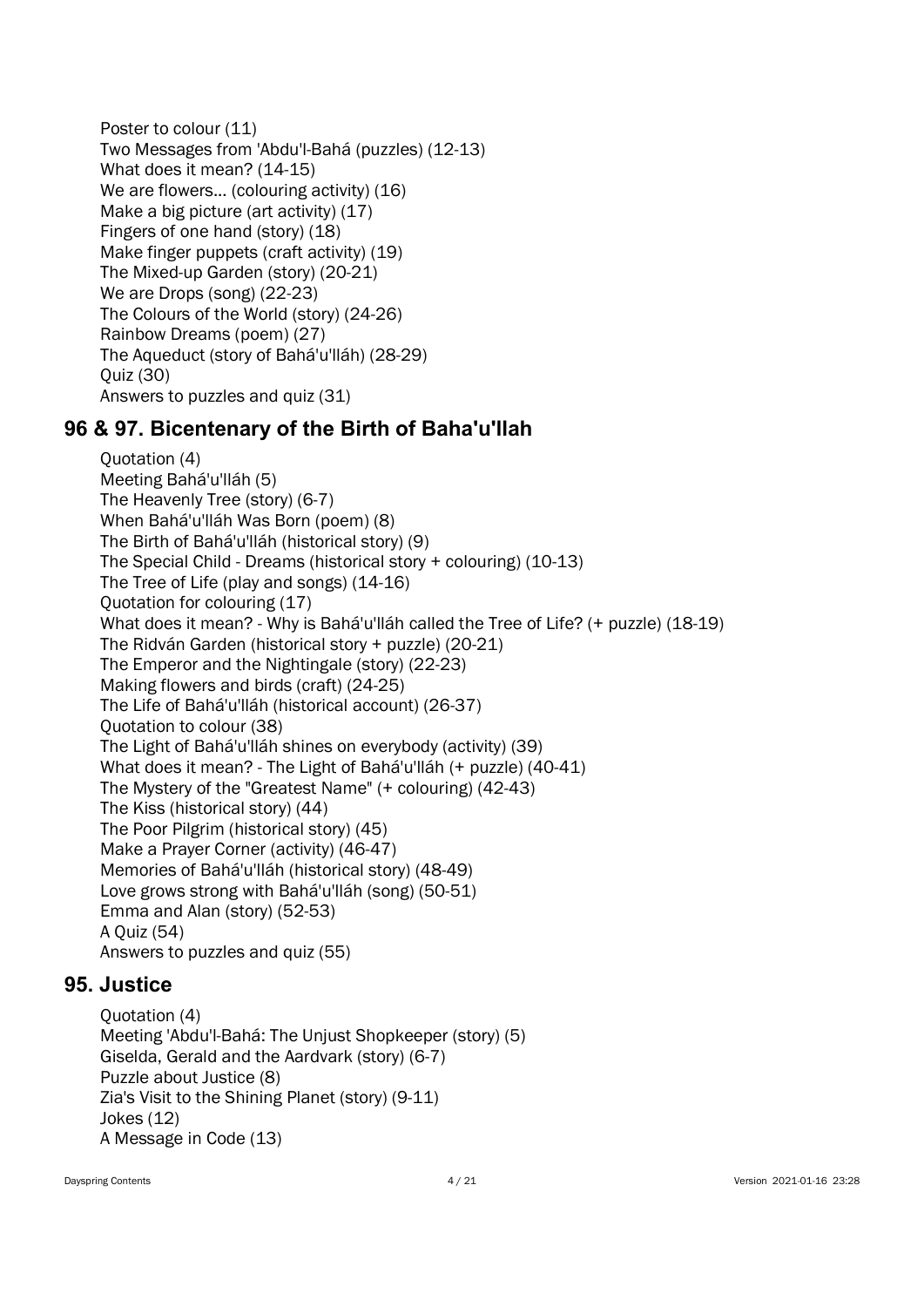Poster to colour (11)
Two Messages from 'Abdu'l-Bahá (puzzles) (12-13)
What does it mean? (14-15)
We are flowers... (colouring activity) (16)
Make a big picture (art activity) (17)
Fingers of one hand (story) (18)
Make finger puppets (craft activity) (19)
The Mixed-up Garden (story) (20-21)
We are Drops (song) (22-23)
The Colours of the World (story) (24-26)
Rainbow Dreams (poem) (27)
The Aqueduct (story of Bahá'u'lláh) (28-29)
Quiz (30)
Answers to puzzles and quiz (31)

## 96 & 97. Bicentenary of the Birth of Baha'u'llah

Quotation (4)
Meeting Bahá'u'lláh (5)
The Heavenly Tree (story) (6-7)
When Bahá'u'lláh Was Born (poem) (8)
The Birth of Bahá'u'lláh (historical story) (9)
The Special Child - Dreams (historical story + colouring) (10-13)
The Tree of Life (play and songs) (14-16)
Quotation for colouring (17)
What does it mean? - Why is Bahá'u'lláh called the Tree of Life? (+ puzzle) (18-19)
The Ridván Garden (historical story + puzzle) (20-21)
The Emperor and the Nightingale (story) (22-23)
Making flowers and birds (craft) (24-25)
The Life of Bahá'u'lláh (historical account) (26-37)
Quotation to colour (38)
The Light of Bahá'u'lláh shines on everybody (activity) (39)
What does it mean? - The Light of Bahá'u'lláh (+ puzzle) (40-41)
The Mystery of the "Greatest Name" (+ colouring) (42-43)
The Kiss (historical story) (44)
The Poor Pilgrim (historical story) (45)
Make a Prayer Corner (activity) (46-47)
Memories of Bahá'u'lláh (historical story) (48-49)
Love grows strong with Bahá'u'lláh (song) (50-51)
Emma and Alan (story) (52-53)
A Quiz (54)
Answers to puzzles and quiz (55)

## 95. Justice

Quotation (4)
Meeting 'Abdu'l-Bahá: The Unjust Shopkeeper (story) (5)
Giselda, Gerald and the Aardvark (story) (6-7)
Puzzle about Justice (8)
Zia's Visit to the Shining Planet (story) (9-11)
Jokes (12)
A Message in Code (13)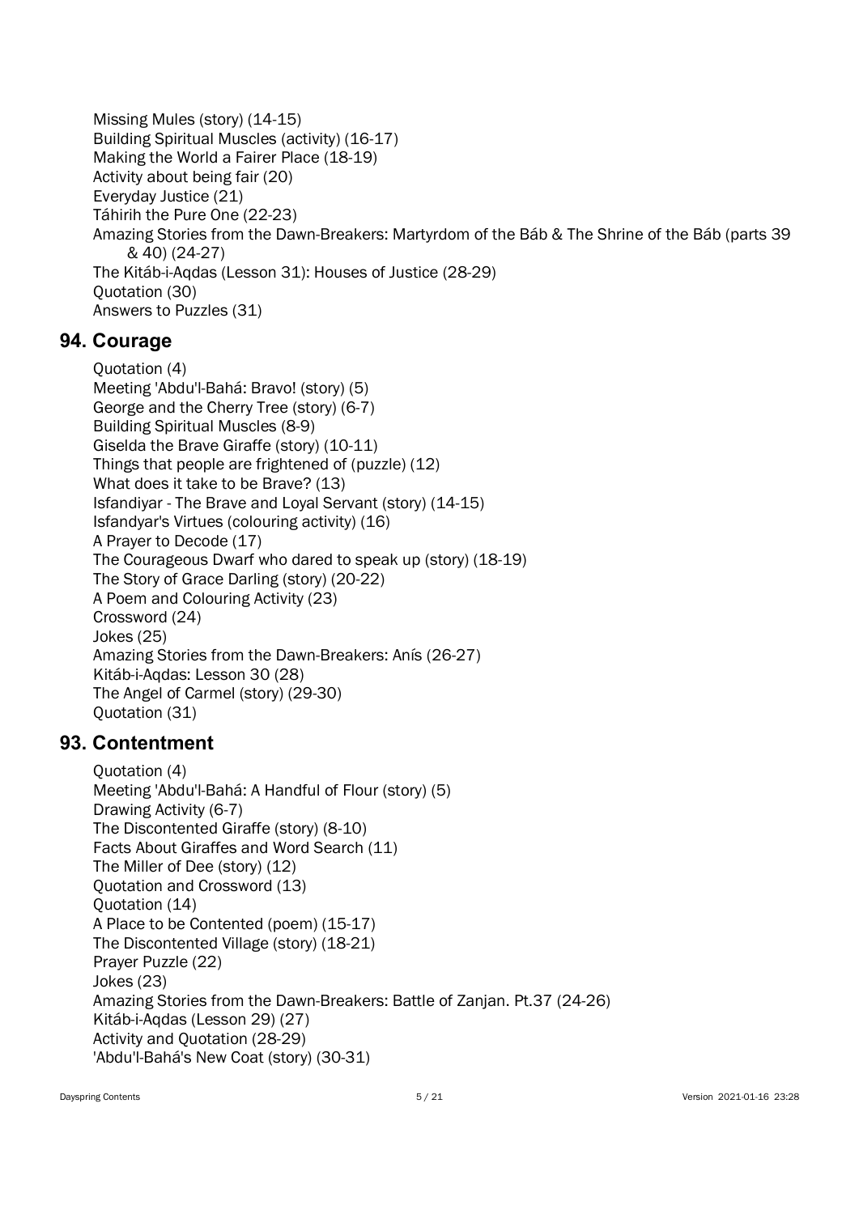Missing Mules (story) (14-15)
Building Spiritual Muscles (activity) (16-17)
Making the World a Fairer Place (18-19)
Activity about being fair (20)
Everyday Justice (21)
Táhirih the Pure One (22-23)
Amazing Stories from the Dawn-Breakers: Martyrdom of the Báb & The Shrine of the Báb (parts 39 & 40) (24-27)
The Kitáb-i-Aqdas (Lesson 31): Houses of Justice (28-29)
Quotation (30)
Answers to Puzzles (31)

## 94. Courage

Quotation (4)
Meeting 'Abdu'l-Bahá: Bravo! (story) (5)
George and the Cherry Tree (story) (6-7)
Building Spiritual Muscles (8-9)
Giselda the Brave Giraffe (story) (10-11)
Things that people are frightened of (puzzle) (12)
What does it take to be Brave? (13)
Isfandiyar - The Brave and Loyal Servant (story) (14-15)
Isfandyar's Virtues (colouring activity) (16)
A Prayer to Decode (17)
The Courageous Dwarf who dared to speak up (story) (18-19)
The Story of Grace Darling (story) (20-22)
A Poem and Colouring Activity (23)
Crossword (24)
Jokes (25)
Amazing Stories from the Dawn-Breakers: Anís (26-27)
Kitáb-i-Aqdas: Lesson 30 (28)
The Angel of Carmel (story) (29-30)
Quotation (31)

## 93. Contentment

Quotation (4)
Meeting 'Abdu'l-Bahá: A Handful of Flour (story) (5)
Drawing Activity (6-7)
The Discontented Giraffe (story) (8-10)
Facts About Giraffes and Word Search (11)
The Miller of Dee (story) (12)
Quotation and Crossword (13)
Quotation (14)
A Place to be Contented (poem) (15-17)
The Discontented Village (story) (18-21)
Prayer Puzzle (22)
Jokes (23)
Amazing Stories from the Dawn-Breakers: Battle of Zanjan. Pt.37 (24-26)
Kitáb-i-Aqdas (Lesson 29) (27)
Activity and Quotation (28-29)
'Abdu'l-Bahá's New Coat (story) (30-31)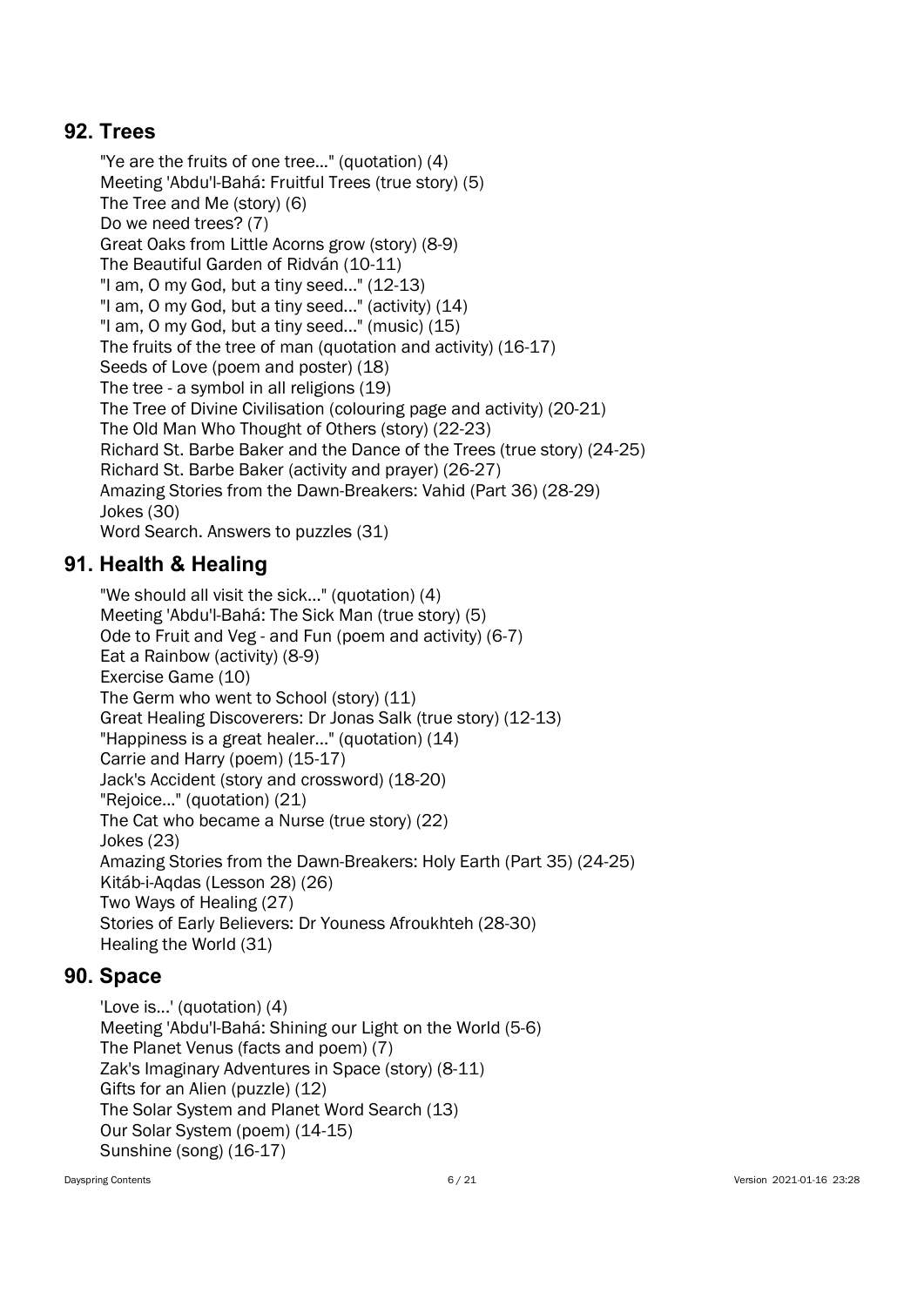## 92. Trees

"Ye are the fruits of one tree..." (quotation) (4)
Meeting 'Abdu'l-Bahá: Fruitful Trees (true story) (5)
The Tree and Me (story) (6)
Do we need trees? (7)
Great Oaks from Little Acorns grow (story) (8-9)
The Beautiful Garden of Ridván (10-11)
"I am, O my God, but a tiny seed..." (12-13)
"I am, O my God, but a tiny seed..." (activity) (14)
"I am, O my God, but a tiny seed..." (music) (15)
The fruits of the tree of man (quotation and activity) (16-17)
Seeds of Love (poem and poster) (18)
The tree - a symbol in all religions (19)
The Tree of Divine Civilisation (colouring page and activity) (20-21)
The Old Man Who Thought of Others (story) (22-23)
Richard St. Barbe Baker and the Dance of the Trees (true story) (24-25)
Richard St. Barbe Baker (activity and prayer) (26-27)
Amazing Stories from the Dawn-Breakers: Vahid (Part 36) (28-29)
Jokes (30)
Word Search. Answers to puzzles (31)

## 91. Health & Healing

"We should all visit the sick..." (quotation) (4)
Meeting 'Abdu'l-Bahá: The Sick Man (true story) (5)
Ode to Fruit and Veg - and Fun (poem and activity) (6-7)
Eat a Rainbow (activity) (8-9)
Exercise Game (10)
The Germ who went to School (story) (11)
Great Healing Discoverers: Dr Jonas Salk (true story) (12-13)
"Happiness is a great healer..." (quotation) (14)
Carrie and Harry (poem) (15-17)
Jack's Accident (story and crossword) (18-20)
"Rejoice..." (quotation) (21)
The Cat who became a Nurse (true story) (22)
Jokes (23)
Amazing Stories from the Dawn-Breakers: Holy Earth (Part 35) (24-25)
Kitáb-i-Aqdas (Lesson 28) (26)
Two Ways of Healing (27)
Stories of Early Believers: Dr Youness Afroukhteh (28-30)
Healing the World (31)

## 90. Space

'Love is...' (quotation) (4)
Meeting 'Abdu'l-Bahá: Shining our Light on the World (5-6)
The Planet Venus (facts and poem) (7)
Zak's Imaginary Adventures in Space (story) (8-11)
Gifts for an Alien (puzzle) (12)
The Solar System and Planet Word Search (13)
Our Solar System (poem) (14-15)
Sunshine (song) (16-17)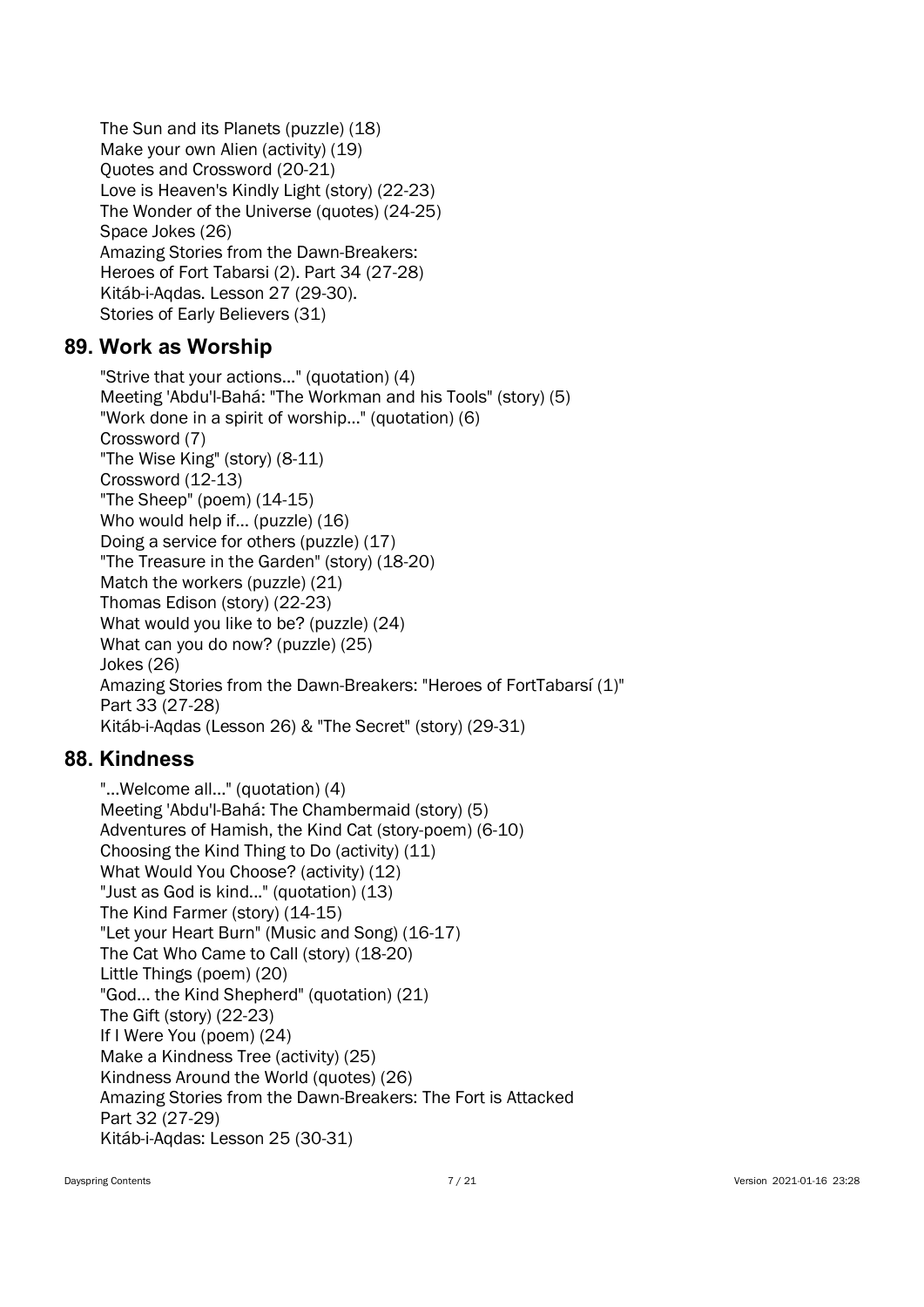The Sun and its Planets (puzzle) (18)
Make your own Alien (activity) (19)
Quotes and Crossword (20-21)
Love is Heaven's Kindly Light (story) (22-23)
The Wonder of the Universe (quotes) (24-25)
Space Jokes (26)
Amazing Stories from the Dawn-Breakers:
Heroes of Fort Tabarsi (2). Part 34 (27-28)
Kitáb-i-Aqdas. Lesson 27 (29-30).
Stories of Early Believers (31)

## 89. Work as Worship

"Strive that your actions..." (quotation) (4)
Meeting 'Abdu'l-Bahá: "The Workman and his Tools" (story) (5)
"Work done in a spirit of worship..." (quotation) (6)
Crossword (7)
"The Wise King" (story) (8-11)
Crossword (12-13)
"The Sheep" (poem) (14-15)
Who would help if... (puzzle) (16)
Doing a service for others (puzzle) (17)
"The Treasure in the Garden" (story) (18-20)
Match the workers (puzzle) (21)
Thomas Edison (story) (22-23)
What would you like to be? (puzzle) (24)
What can you do now? (puzzle) (25)
Jokes (26)
Amazing Stories from the Dawn-Breakers: "Heroes of FortTabarsí (1)"
Part 33 (27-28)
Kitáb-i-Aqdas (Lesson 26) & "The Secret" (story) (29-31)

## 88. Kindness

"...Welcome all..." (quotation) (4)
Meeting 'Abdu'l-Bahá: The Chambermaid (story) (5)
Adventures of Hamish, the Kind Cat (story-poem) (6-10)
Choosing the Kind Thing to Do (activity) (11)
What Would You Choose? (activity) (12)
"Just as God is kind..." (quotation) (13)
The Kind Farmer (story) (14-15)
"Let your Heart Burn" (Music and Song) (16-17)
The Cat Who Came to Call (story) (18-20)
Little Things (poem) (20)
"God... the Kind Shepherd" (quotation) (21)
The Gift (story) (22-23)
If I Were You (poem) (24)
Make a Kindness Tree (activity) (25)
Kindness Around the World (quotes) (26)
Amazing Stories from the Dawn-Breakers: The Fort is Attacked
Part 32 (27-29)
Kitáb-i-Aqdas: Lesson 25 (30-31)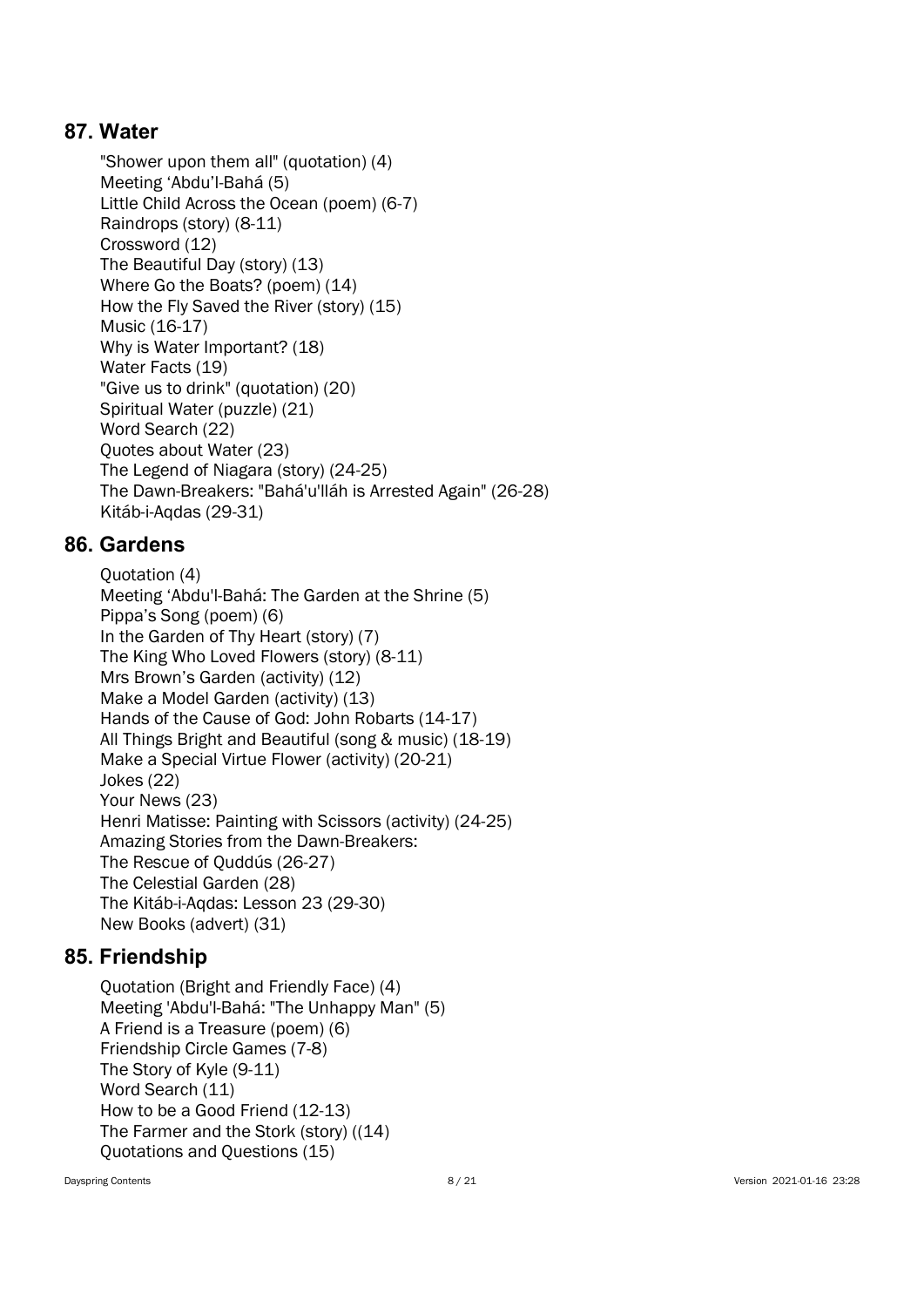## 87. Water

"Shower upon them all" (quotation) (4)
Meeting 'Abdu'l-Bahá (5)
Little Child Across the Ocean (poem) (6-7)
Raindrops (story) (8-11)
Crossword (12)
The Beautiful Day (story) (13)
Where Go the Boats? (poem) (14)
How the Fly Saved the River (story) (15)
Music (16-17)
Why is Water Important? (18)
Water Facts (19)
"Give us to drink" (quotation) (20)
Spiritual Water (puzzle) (21)
Word Search (22)
Quotes about Water (23)
The Legend of Niagara (story) (24-25)
The Dawn-Breakers: "Bahá'u'lláh is Arrested Again" (26-28)
Kitáb-i-Aqdas (29-31)

## 86. Gardens

Quotation (4)
Meeting 'Abdu'l-Bahá: The Garden at the Shrine (5)
Pippa's Song (poem) (6)
In the Garden of Thy Heart (story) (7)
The King Who Loved Flowers (story) (8-11)
Mrs Brown's Garden (activity) (12)
Make a Model Garden (activity) (13)
Hands of the Cause of God: John Robarts (14-17)
All Things Bright and Beautiful (song & music) (18-19)
Make a Special Virtue Flower (activity) (20-21)
Jokes (22)
Your News (23)
Henri Matisse: Painting with Scissors (activity) (24-25)
Amazing Stories from the Dawn-Breakers:
The Rescue of Quddús (26-27)
The Celestial Garden (28)
The Kitáb-i-Aqdas: Lesson 23 (29-30)
New Books (advert) (31)

## 85. Friendship

Quotation (Bright and Friendly Face) (4)
Meeting 'Abdu'l-Bahá: "The Unhappy Man" (5)
A Friend is a Treasure (poem) (6)
Friendship Circle Games (7-8)
The Story of Kyle (9-11)
Word Search (11)
How to be a Good Friend (12-13)
The Farmer and the Stork (story) ((14)
Quotations and Questions (15)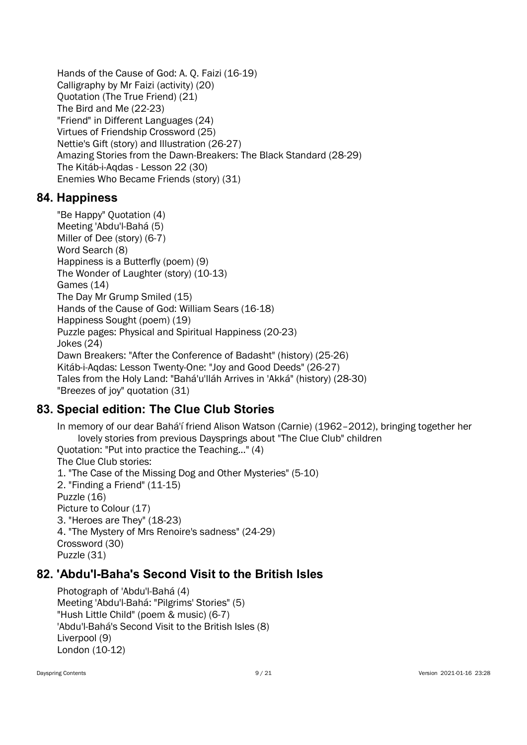Hands of the Cause of God: A. Q. Faizi (16-19)
Calligraphy by Mr Faizi (activity) (20)
Quotation (The True Friend) (21)
The Bird and Me (22-23)
"Friend" in Different Languages (24)
Virtues of Friendship Crossword (25)
Nettie's Gift (story) and Illustration (26-27)
Amazing Stories from the Dawn-Breakers: The Black Standard (28-29)
The Kitáb-i-Aqdas - Lesson 22 (30)
Enemies Who Became Friends (story) (31)

## 84. Happiness

"Be Happy" Quotation (4)
Meeting 'Abdu'l-Bahá (5)
Miller of Dee (story) (6-7)
Word Search (8)
Happiness is a Butterfly (poem) (9)
The Wonder of Laughter (story) (10-13)
Games (14)
The Day Mr Grump Smiled (15)
Hands of the Cause of God: William Sears (16-18)
Happiness Sought (poem) (19)
Puzzle pages: Physical and Spiritual Happiness (20-23)
Jokes (24)
Dawn Breakers: "After the Conference of Badasht" (history) (25-26)
Kitáb-i-Aqdas: Lesson Twenty-One: "Joy and Good Deeds" (26-27)
Tales from the Holy Land: "Bahá'u'lláh Arrives in 'Akká" (history) (28-30)
"Breezes of joy" quotation (31)

## 83. Special edition: The Clue Club Stories

In memory of our dear Bahá'í friend Alison Watson (Carnie) (1962–2012), bringing together her lovely stories from previous Daysprings about "The Clue Club" children
Quotation: "Put into practice the Teaching..." (4)
The Clue Club stories:
1. "The Case of the Missing Dog and Other Mysteries" (5-10)
2. "Finding a Friend" (11-15)
Puzzle (16)
Picture to Colour (17)
3. "Heroes are They" (18-23)
4. "The Mystery of Mrs Renoire's sadness" (24-29)
Crossword (30)
Puzzle (31)

## 82. 'Abdu'l-Baha's Second Visit to the British Isles

Photograph of 'Abdu'l-Bahá (4)
Meeting 'Abdu'l-Bahá: "Pilgrims' Stories" (5)
"Hush Little Child" (poem & music) (6-7)
'Abdu'l-Bahá's Second Visit to the British Isles (8)
Liverpool (9)
London (10-12)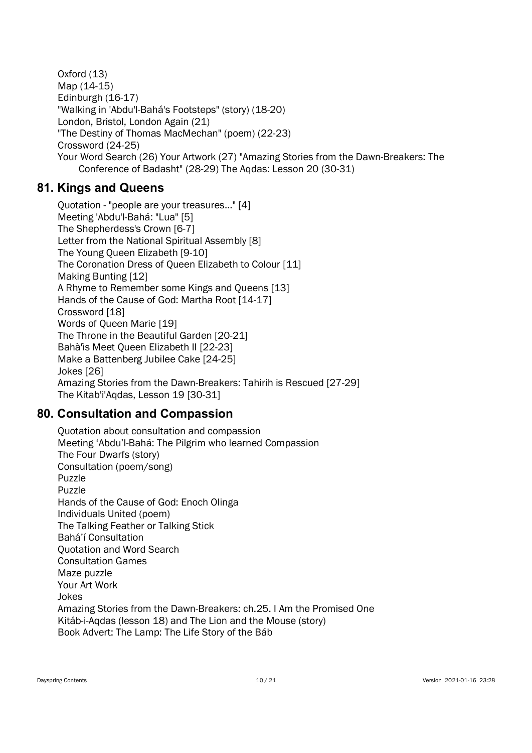Oxford (13)
Map (14-15)
Edinburgh (16-17)
"Walking in 'Abdu'l-Bahá's Footsteps" (story) (18-20)
London, Bristol, London Again (21)
"The Destiny of Thomas MacMechan" (poem) (22-23)
Crossword (24-25)
Your Word Search (26) Your Artwork (27) "Amazing Stories from the Dawn-Breakers: The Conference of Badasht" (28-29) The Aqdas: Lesson 20 (30-31)

## 81. Kings and Queens

Quotation - "people are your treasures..." [4]
Meeting 'Abdu'l-Bahá: "Lua" [5]
The Shepherdess's Crown [6-7]
Letter from the National Spiritual Assembly [8]
The Young Queen Elizabeth [9-10]
The Coronation Dress of Queen Elizabeth to Colour [11]
Making Bunting [12]
A Rhyme to Remember some Kings and Queens [13]
Hands of the Cause of God: Martha Root [14-17]
Crossword [18]
Words of Queen Marie [19]
The Throne in the Beautiful Garden [20-21]
Bahà'ís Meet Queen Elizabeth II [22-23]
Make a Battenberg Jubilee Cake [24-25]
Jokes [26]
Amazing Stories from the Dawn-Breakers: Tahirih is Rescued [27-29]
The Kitab'i'Aqdas, Lesson 19 [30-31]

## 80. Consultation and Compassion

Quotation about consultation and compassion
Meeting 'Abdu'l-Bahá: The Pilgrim who learned Compassion
The Four Dwarfs (story)
Consultation (poem/song)
Puzzle
Puzzle
Hands of the Cause of God: Enoch Olinga
Individuals United (poem)
The Talking Feather or Talking Stick
Bahá'í Consultation
Quotation and Word Search
Consultation Games
Maze puzzle
Your Art Work
Jokes
Amazing Stories from the Dawn-Breakers: ch.25. I Am the Promised One
Kitáb-i-Aqdas (lesson 18) and The Lion and the Mouse (story)
Book Advert: The Lamp: The Life Story of the Báb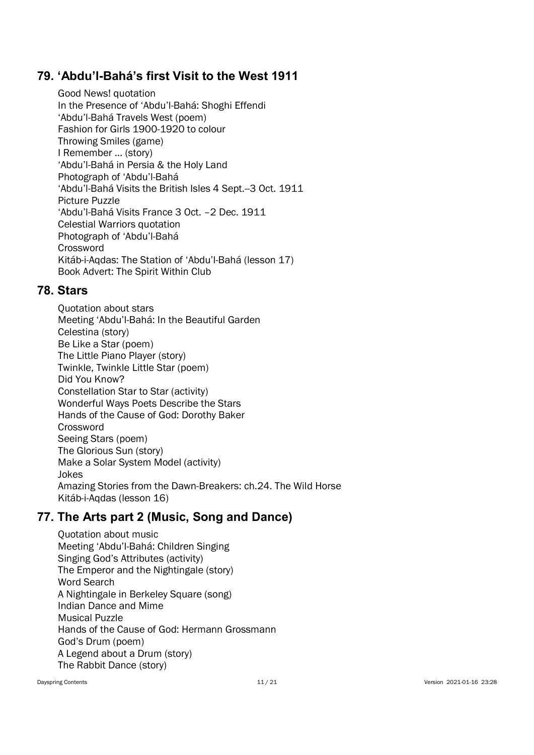## 79. 'Abdu'l-Bahá's first Visit to the West 1911

Good News! quotation
In the Presence of 'Abdu'l-Bahá: Shoghi Effendi
'Abdu'l-Bahá Travels West (poem)
Fashion for Girls 1900-1920 to colour
Throwing Smiles (game)
I Remember … (story)
'Abdu'l-Bahá in Persia & the Holy Land
Photograph of 'Abdu'l-Bahá
'Abdu'l-Bahá Visits the British Isles 4 Sept.--3 Oct. 1911
Picture Puzzle
'Abdu'l-Bahá Visits France 3 Oct. –2 Dec. 1911
Celestial Warriors quotation
Photograph of 'Abdu'l-Bahá
Crossword
Kitáb-i-Aqdas: The Station of 'Abdu'l-Bahá (lesson 17)
Book Advert: The Spirit Within Club

## 78. Stars

Quotation about stars
Meeting 'Abdu'l-Bahá: In the Beautiful Garden
Celestina (story)
Be Like a Star (poem)
The Little Piano Player (story)
Twinkle, Twinkle Little Star (poem)
Did You Know?
Constellation Star to Star (activity)
Wonderful Ways Poets Describe the Stars
Hands of the Cause of God: Dorothy Baker
Crossword
Seeing Stars (poem)
The Glorious Sun (story)
Make a Solar System Model (activity)
Jokes
Amazing Stories from the Dawn-Breakers: ch.24. The Wild Horse
Kitáb-i-Aqdas (lesson 16)

## 77. The Arts part 2 (Music, Song and Dance)

Quotation about music
Meeting 'Abdu'l-Bahá: Children Singing
Singing God's Attributes (activity)
The Emperor and the Nightingale (story)
Word Search
A Nightingale in Berkeley Square (song)
Indian Dance and Mime
Musical Puzzle
Hands of the Cause of God: Hermann Grossmann
God's Drum (poem)
A Legend about a Drum (story)
The Rabbit Dance (story)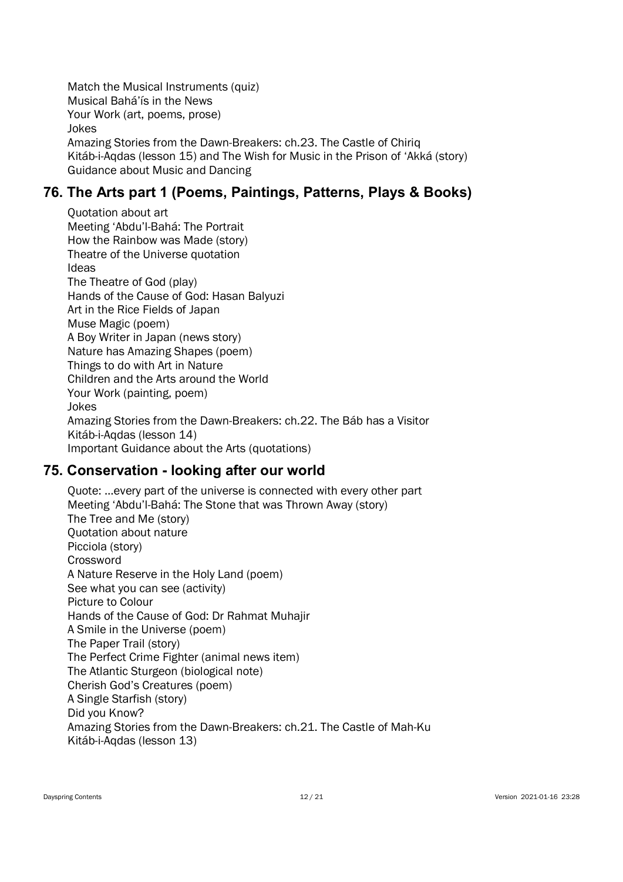Match the Musical Instruments (quiz)
Musical Bahá'ís in the News
Your Work (art, poems, prose)
Jokes
Amazing Stories from the Dawn-Breakers: ch.23. The Castle of Chiriq
Kitáb-i-Aqdas (lesson 15) and The Wish for Music in the Prison of 'Akká (story)
Guidance about Music and Dancing

## 76. The Arts part 1 (Poems, Paintings, Patterns, Plays & Books)

Quotation about art
Meeting 'Abdu'l-Bahá: The Portrait
How the Rainbow was Made (story)
Theatre of the Universe quotation
Ideas
The Theatre of God (play)
Hands of the Cause of God: Hasan Balyuzi
Art in the Rice Fields of Japan
Muse Magic (poem)
A Boy Writer in Japan (news story)
Nature has Amazing Shapes (poem)
Things to do with Art in Nature
Children and the Arts around the World
Your Work (painting, poem)
Jokes
Amazing Stories from the Dawn-Breakers: ch.22. The Báb has a Visitor
Kitáb-i-Aqdas (lesson 14)
Important Guidance about the Arts (quotations)

## 75. Conservation - looking after our world

Quote: ...every part of the universe is connected with every other part
Meeting 'Abdu'l-Bahá: The Stone that was Thrown Away (story)
The Tree and Me (story)
Quotation about nature
Picciola (story)
Crossword
A Nature Reserve in the Holy Land (poem)
See what you can see (activity)
Picture to Colour
Hands of the Cause of God: Dr Rahmat Muhajir
A Smile in the Universe (poem)
The Paper Trail (story)
The Perfect Crime Fighter (animal news item)
The Atlantic Sturgeon (biological note)
Cherish God's Creatures (poem)
A Single Starfish (story)
Did you Know?
Amazing Stories from the Dawn-Breakers: ch.21. The Castle of Mah-Ku
Kitáb-i-Aqdas (lesson 13)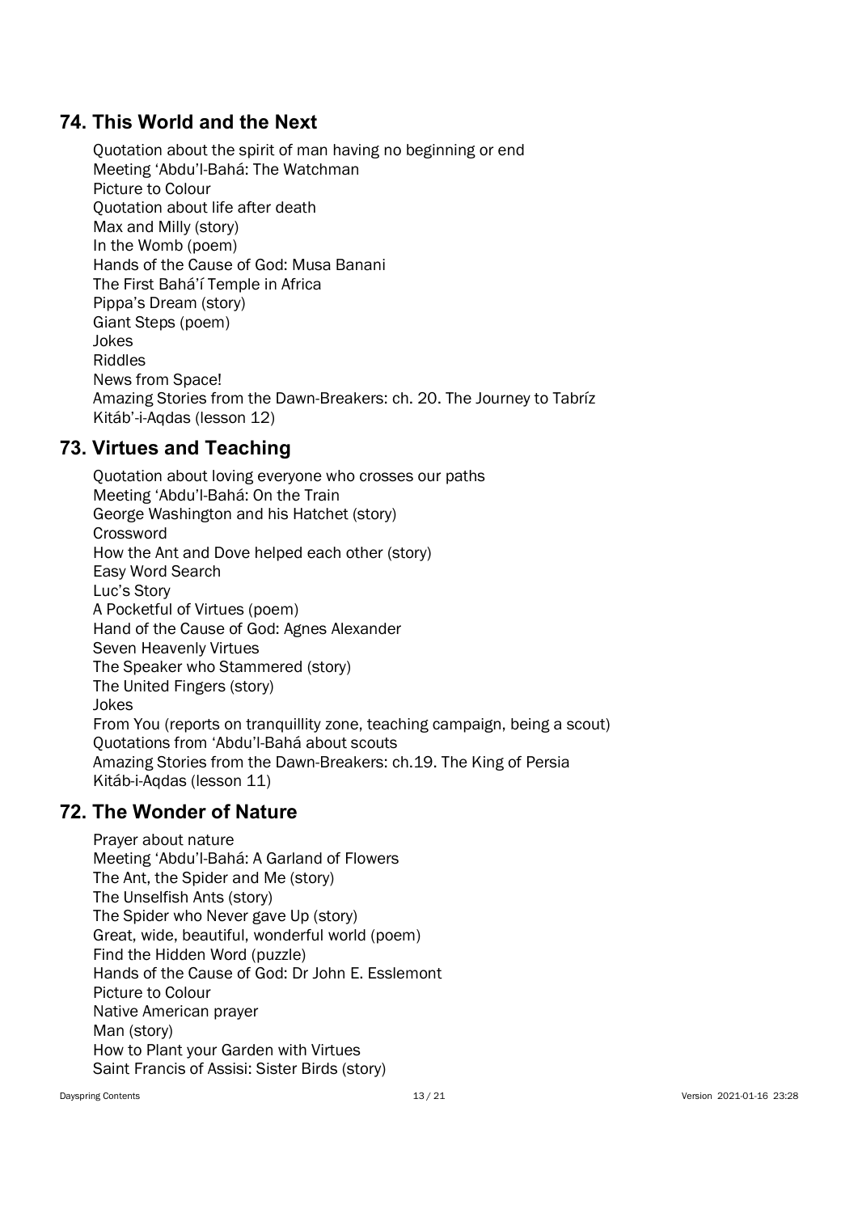## 74. This World and the Next

Quotation about the spirit of man having no beginning or end
Meeting 'Abdu'l-Bahá: The Watchman
Picture to Colour
Quotation about life after death
Max and Milly (story)
In the Womb (poem)
Hands of the Cause of God: Musa Banani
The First Bahá'í Temple in Africa
Pippa's Dream (story)
Giant Steps (poem)
Jokes
Riddles
News from Space!
Amazing Stories from the Dawn-Breakers: ch. 20. The Journey to Tabríz
Kitáb'-i-Aqdas (lesson 12)

## 73. Virtues and Teaching

Quotation about loving everyone who crosses our paths
Meeting 'Abdu'l-Bahá: On the Train
George Washington and his Hatchet (story)
Crossword
How the Ant and Dove helped each other (story)
Easy Word Search
Luc's Story
A Pocketful of Virtues (poem)
Hand of the Cause of God: Agnes Alexander
Seven Heavenly Virtues
The Speaker who Stammered (story)
The United Fingers (story)
Jokes
From You (reports on tranquillity zone, teaching campaign, being a scout)
Quotations from 'Abdu'l-Bahá about scouts
Amazing Stories from the Dawn-Breakers: ch.19. The King of Persia
Kitáb-i-Aqdas (lesson 11)

## 72. The Wonder of Nature

Prayer about nature
Meeting 'Abdu'l-Bahá: A Garland of Flowers
The Ant, the Spider and Me (story)
The Unselfish Ants (story)
The Spider who Never gave Up (story)
Great, wide, beautiful, wonderful world (poem)
Find the Hidden Word (puzzle)
Hands of the Cause of God: Dr John E. Esslemont
Picture to Colour
Native American prayer
Man (story)
How to Plant your Garden with Virtues
Saint Francis of Assisi: Sister Birds (story)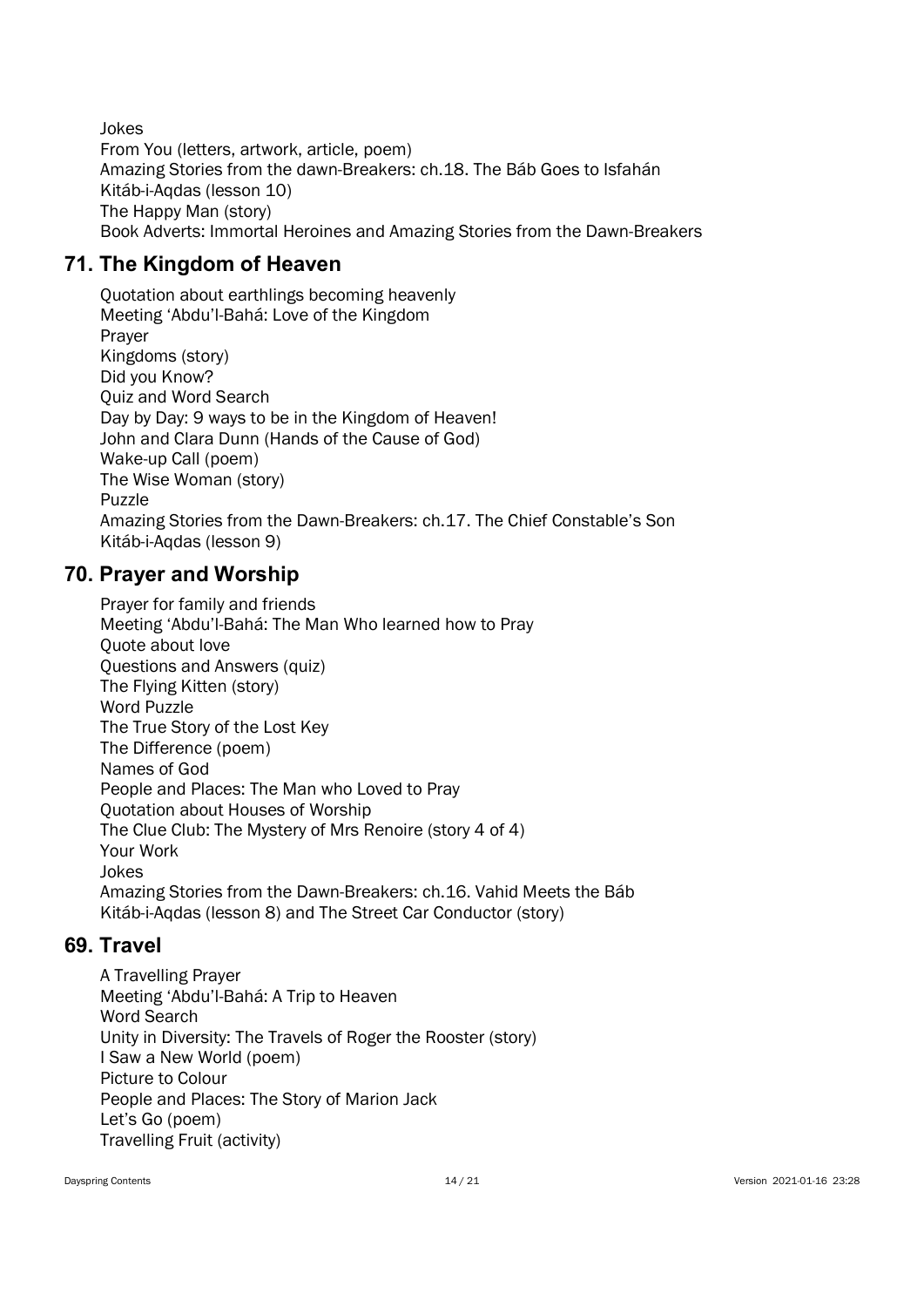Jokes
From You (letters, artwork, article, poem)
Amazing Stories from the dawn-Breakers: ch.18. The Báb Goes to Isfahán
Kitáb-i-Aqdas (lesson 10)
The Happy Man (story)
Book Adverts: Immortal Heroines and Amazing Stories from the Dawn-Breakers

## 71. The Kingdom of Heaven

Quotation about earthlings becoming heavenly
Meeting 'Abdu'l-Bahá: Love of the Kingdom
Prayer
Kingdoms (story)
Did you Know?
Quiz and Word Search
Day by Day: 9 ways to be in the Kingdom of Heaven!
John and Clara Dunn (Hands of the Cause of God)
Wake-up Call (poem)
The Wise Woman (story)
Puzzle
Amazing Stories from the Dawn-Breakers: ch.17. The Chief Constable's Son
Kitáb-i-Aqdas (lesson 9)

## 70. Prayer and Worship

Prayer for family and friends
Meeting 'Abdu'l-Bahá: The Man Who learned how to Pray
Quote about love
Questions and Answers (quiz)
The Flying Kitten (story)
Word Puzzle
The True Story of the Lost Key
The Difference (poem)
Names of God
People and Places: The Man who Loved to Pray
Quotation about Houses of Worship
The Clue Club: The Mystery of Mrs Renoire (story 4 of 4)
Your Work
Jokes
Amazing Stories from the Dawn-Breakers: ch.16. Vahid Meets the Báb
Kitáb-i-Aqdas (lesson 8) and The Street Car Conductor (story)

## 69. Travel

A Travelling Prayer
Meeting 'Abdu'l-Bahá: A Trip to Heaven
Word Search
Unity in Diversity: The Travels of Roger the Rooster (story)
I Saw a New World (poem)
Picture to Colour
People and Places: The Story of Marion Jack
Let's Go (poem)
Travelling Fruit (activity)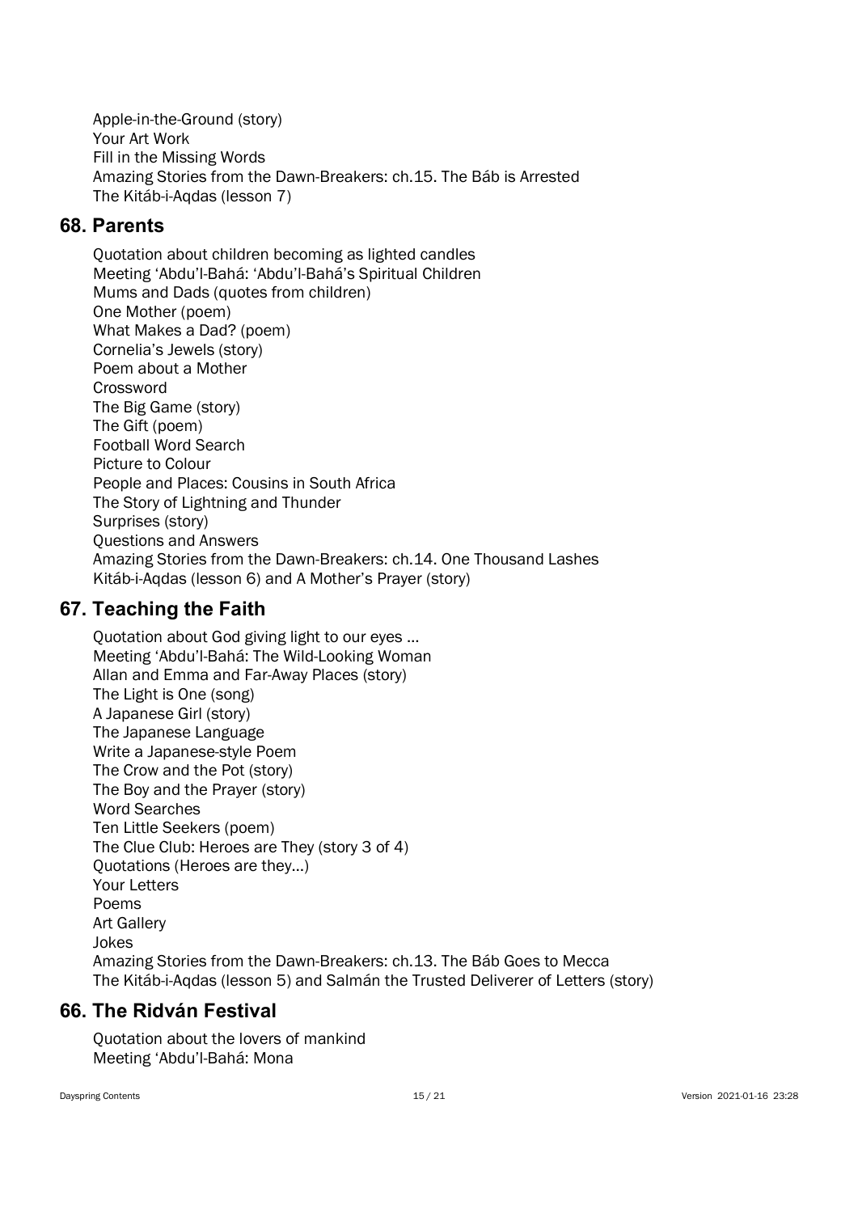Apple-in-the-Ground (story)
Your Art Work
Fill in the Missing Words
Amazing Stories from the Dawn-Breakers: ch.15. The Báb is Arrested
The Kitáb-i-Aqdas (lesson 7)

## 68. Parents

Quotation about children becoming as lighted candles
Meeting 'Abdu'l-Bahá: 'Abdu'l-Bahá's Spiritual Children
Mums and Dads (quotes from children)
One Mother (poem)
What Makes a Dad? (poem)
Cornelia's Jewels (story)
Poem about a Mother
Crossword
The Big Game (story)
The Gift (poem)
Football Word Search
Picture to Colour
People and Places: Cousins in South Africa
The Story of Lightning and Thunder
Surprises (story)
Questions and Answers
Amazing Stories from the Dawn-Breakers: ch.14. One Thousand Lashes
Kitáb-i-Aqdas (lesson 6) and A Mother's Prayer (story)

## 67. Teaching the Faith

Quotation about God giving light to our eyes ...
Meeting 'Abdu'l-Bahá: The Wild-Looking Woman
Allan and Emma and Far-Away Places (story)
The Light is One (song)
A Japanese Girl (story)
The Japanese Language
Write a Japanese-style Poem
The Crow and the Pot (story)
The Boy and the Prayer (story)
Word Searches
Ten Little Seekers (poem)
The Clue Club: Heroes are They (story 3 of 4)
Quotations (Heroes are they...)
Your Letters
Poems
Art Gallery
Jokes
Amazing Stories from the Dawn-Breakers: ch.13. The Báb Goes to Mecca
The Kitáb-i-Aqdas (lesson 5) and Salmán the Trusted Deliverer of Letters (story)

## 66. The Ridván Festival

Quotation about the lovers of mankind
Meeting 'Abdu'l-Bahá: Mona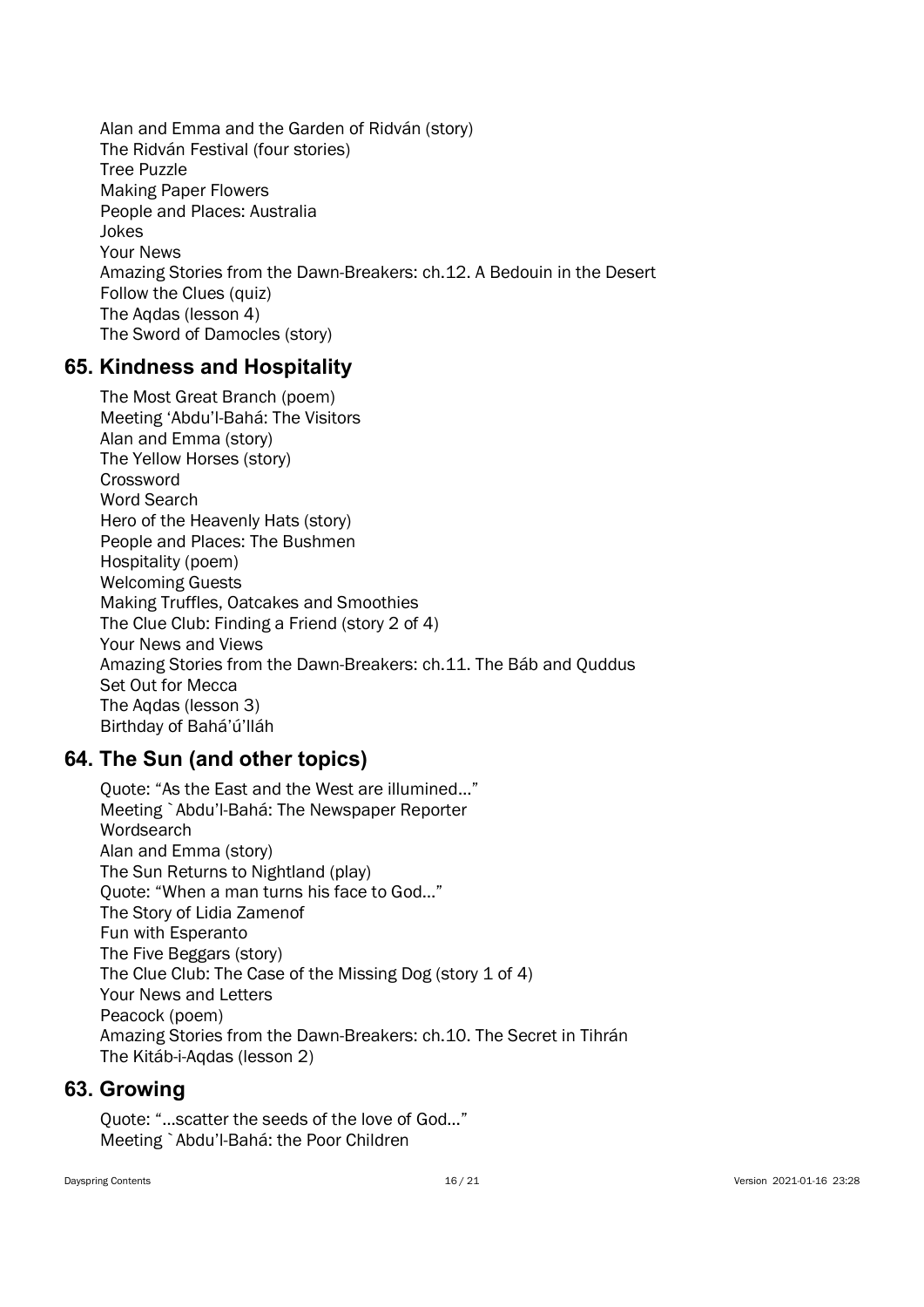Alan and Emma and the Garden of Ridván (story)
The Ridván Festival (four stories)
Tree Puzzle
Making Paper Flowers
People and Places: Australia
Jokes
Your News
Amazing Stories from the Dawn-Breakers: ch.12. A Bedouin in the Desert
Follow the Clues (quiz)
The Aqdas (lesson 4)
The Sword of Damocles (story)

## 65. Kindness and Hospitality

The Most Great Branch (poem)
Meeting 'Abdu'l-Bahá: The Visitors
Alan and Emma (story)
The Yellow Horses (story)
Crossword
Word Search
Hero of the Heavenly Hats (story)
People and Places: The Bushmen
Hospitality (poem)
Welcoming Guests
Making Truffles, Oatcakes and Smoothies
The Clue Club: Finding a Friend (story 2 of 4)
Your News and Views
Amazing Stories from the Dawn-Breakers: ch.11. The Báb and Quddus Set Out for Mecca
The Aqdas (lesson 3)
Birthday of Bahá'ú'lláh

## 64. The Sun (and other topics)

Quote: "As the East and the West are illumined…"
Meeting `Abdu'l-Bahá: The Newspaper Reporter
Wordsearch
Alan and Emma (story)
The Sun Returns to Nightland (play)
Quote: "When a man turns his face to God…"
The Story of Lidia Zamenof
Fun with Esperanto
The Five Beggars (story)
The Clue Club: The Case of the Missing Dog (story 1 of 4)
Your News and Letters
Peacock (poem)
Amazing Stories from the Dawn-Breakers: ch.10. The Secret in Tihrán
The Kitáb-i-Aqdas (lesson 2)

## 63. Growing

Quote: "…scatter the seeds of the love of God…"
Meeting `Abdu'l-Bahá: the Poor Children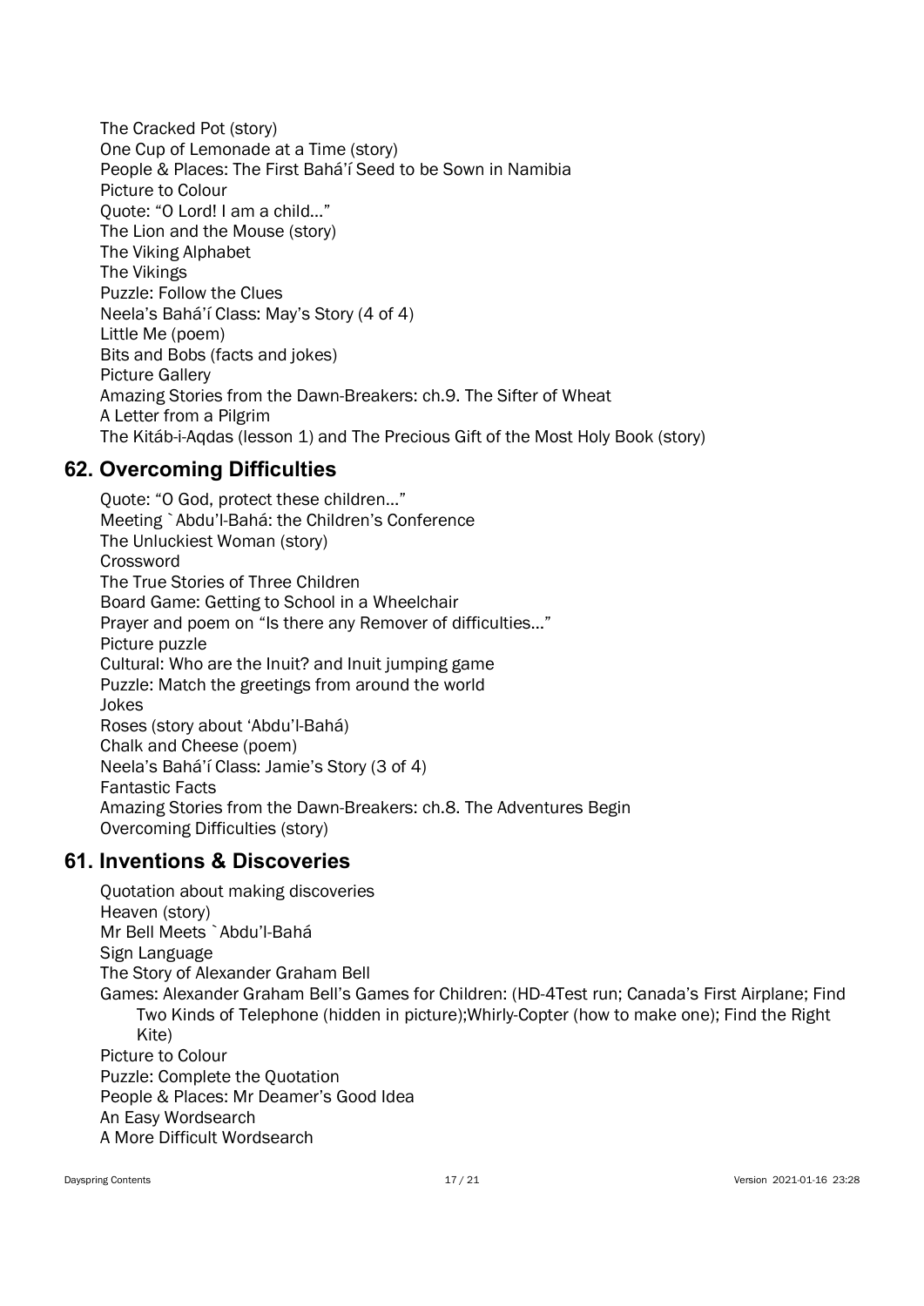The Cracked Pot (story)
One Cup of Lemonade at a Time (story)
People & Places: The First Bahá'í Seed to be Sown in Namibia
Picture to Colour
Quote: "O Lord! I am a child…"
The Lion and the Mouse (story)
The Viking Alphabet
The Vikings
Puzzle: Follow the Clues
Neela's Bahá'í Class: May's Story (4 of 4)
Little Me (poem)
Bits and Bobs (facts and jokes)
Picture Gallery
Amazing Stories from the Dawn-Breakers: ch.9. The Sifter of Wheat
A Letter from a Pilgrim
The Kitáb-i-Aqdas (lesson 1) and The Precious Gift of the Most Holy Book (story)

## 62. Overcoming Difficulties

Quote: "O God, protect these children…"
Meeting `Abdu'l-Bahá: the Children's Conference
The Unluckiest Woman (story)
Crossword
The True Stories of Three Children
Board Game: Getting to School in a Wheelchair
Prayer and poem on "Is there any Remover of difficulties…"
Picture puzzle
Cultural: Who are the Inuit? and Inuit jumping game
Puzzle: Match the greetings from around the world
Jokes
Roses (story about 'Abdu'l-Bahá)
Chalk and Cheese (poem)
Neela's Bahá'í Class: Jamie's Story (3 of 4)
Fantastic Facts
Amazing Stories from the Dawn-Breakers: ch.8. The Adventures Begin
Overcoming Difficulties (story)

## 61. Inventions & Discoveries

Quotation about making discoveries
Heaven (story)
Mr Bell Meets `Abdu'l-Bahá
Sign Language
The Story of Alexander Graham Bell
Games: Alexander Graham Bell's Games for Children: (HD-4Test run; Canada's First Airplane; Find Two Kinds of Telephone (hidden in picture);Whirly-Copter (how to make one); Find the Right Kite)
Picture to Colour
Puzzle: Complete the Quotation
People & Places: Mr Deamer's Good Idea
An Easy Wordsearch
A More Difficult Wordsearch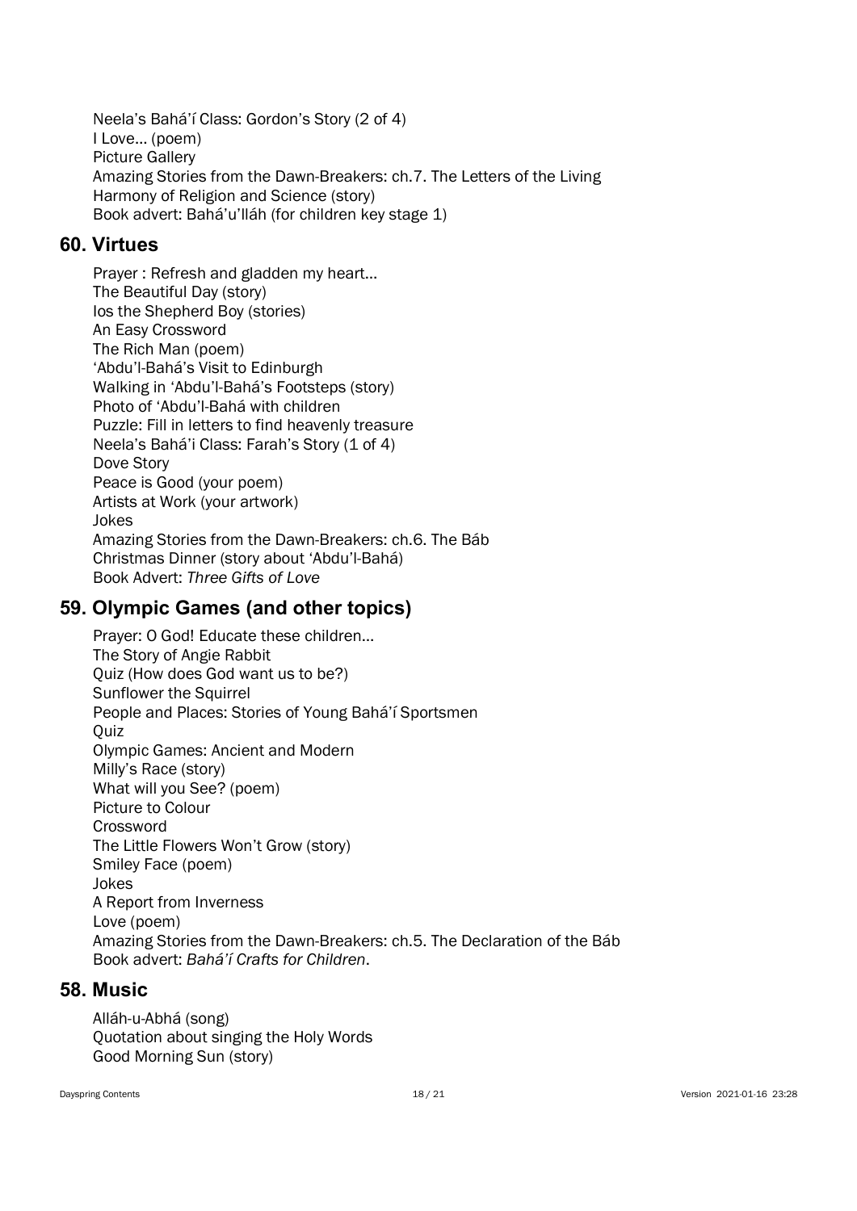Neela's Bahá'í Class: Gordon's Story (2 of 4)
I Love… (poem)
Picture Gallery
Amazing Stories from the Dawn-Breakers: ch.7. The Letters of the Living
Harmony of Religion and Science (story)
Book advert: Bahá'u'lláh (for children key stage 1)

## 60. Virtues

Prayer : Refresh and gladden my heart…
The Beautiful Day (story)
Ios the Shepherd Boy (stories)
An Easy Crossword
The Rich Man (poem)
'Abdu'l-Bahá's Visit to Edinburgh
Walking in 'Abdu'l-Bahá's Footsteps (story)
Photo of 'Abdu'l-Bahá with children
Puzzle: Fill in letters to find heavenly treasure
Neela's Bahá'i Class: Farah's Story (1 of 4)
Dove Story
Peace is Good (your poem)
Artists at Work (your artwork)
Jokes
Amazing Stories from the Dawn-Breakers: ch.6. The Báb
Christmas Dinner (story about 'Abdu'l-Bahá)
Book Advert: *Three Gifts of Love*

## 59. Olympic Games (and other topics)

Prayer: O God! Educate these children…
The Story of Angie Rabbit
Quiz (How does God want us to be?)
Sunflower the Squirrel
People and Places: Stories of Young Bahá'í Sportsmen
Quiz
Olympic Games: Ancient and Modern
Milly's Race (story)
What will you See? (poem)
Picture to Colour
Crossword
The Little Flowers Won't Grow (story)
Smiley Face (poem)
Jokes
A Report from Inverness
Love (poem)
Amazing Stories from the Dawn-Breakers: ch.5. The Declaration of the Báb
Book advert: *Bahá'í Crafts for Children*.

## 58. Music

Alláh-u-Abhá (song)
Quotation about singing the Holy Words
Good Morning Sun (story)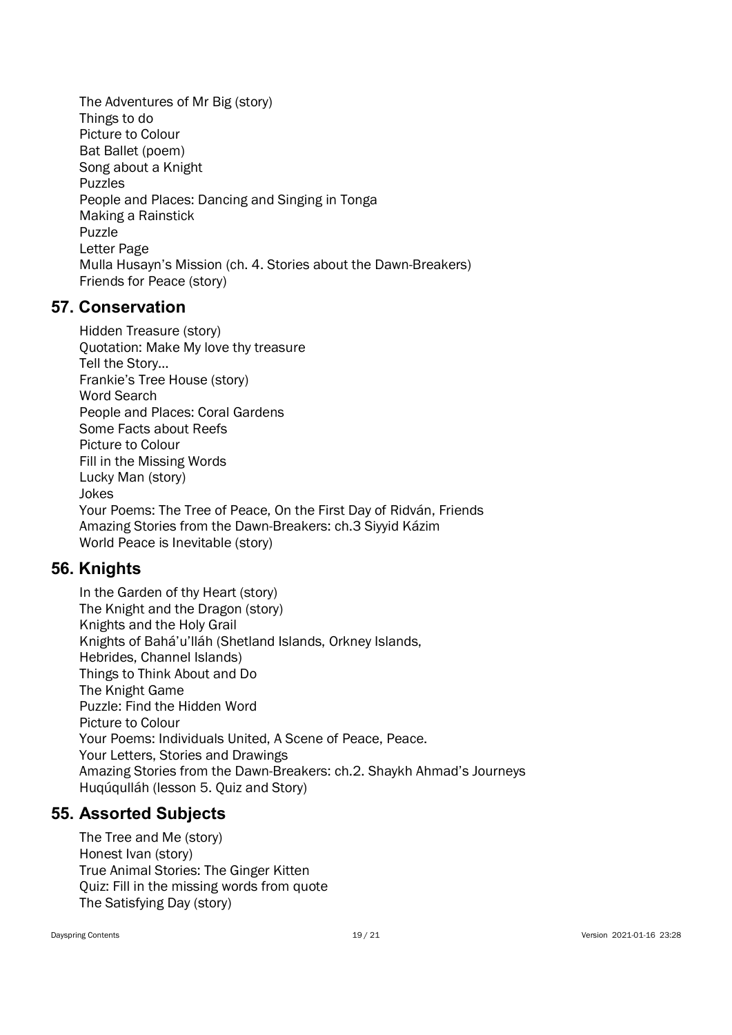The Adventures of Mr Big (story)
Things to do
Picture to Colour
Bat Ballet (poem)
Song about a Knight
Puzzles
People and Places: Dancing and Singing in Tonga
Making a Rainstick
Puzzle
Letter Page
Mulla Husayn's Mission (ch. 4. Stories about the Dawn-Breakers)
Friends for Peace (story)

## 57. Conservation

Hidden Treasure (story)
Quotation: Make My love thy treasure
Tell the Story…
Frankie's Tree House (story)
Word Search
People and Places: Coral Gardens
Some Facts about Reefs
Picture to Colour
Fill in the Missing Words
Lucky Man (story)
Jokes
Your Poems: The Tree of Peace, On the First Day of Ridván, Friends
Amazing Stories from the Dawn-Breakers: ch.3 Siyyid Kázim
World Peace is Inevitable (story)

## 56. Knights

In the Garden of thy Heart (story)
The Knight and the Dragon (story)
Knights and the Holy Grail
Knights of Bahá'u'lláh (Shetland Islands, Orkney Islands, Hebrides, Channel Islands)
Things to Think About and Do
The Knight Game
Puzzle: Find the Hidden Word
Picture to Colour
Your Poems: Individuals United, A Scene of Peace, Peace.
Your Letters, Stories and Drawings
Amazing Stories from the Dawn-Breakers: ch.2. Shaykh Ahmad's Journeys
Huqúqulláh (lesson 5. Quiz and Story)

## 55. Assorted Subjects

The Tree and Me (story)
Honest Ivan (story)
True Animal Stories: The Ginger Kitten
Quiz: Fill in the missing words from quote
The Satisfying Day (story)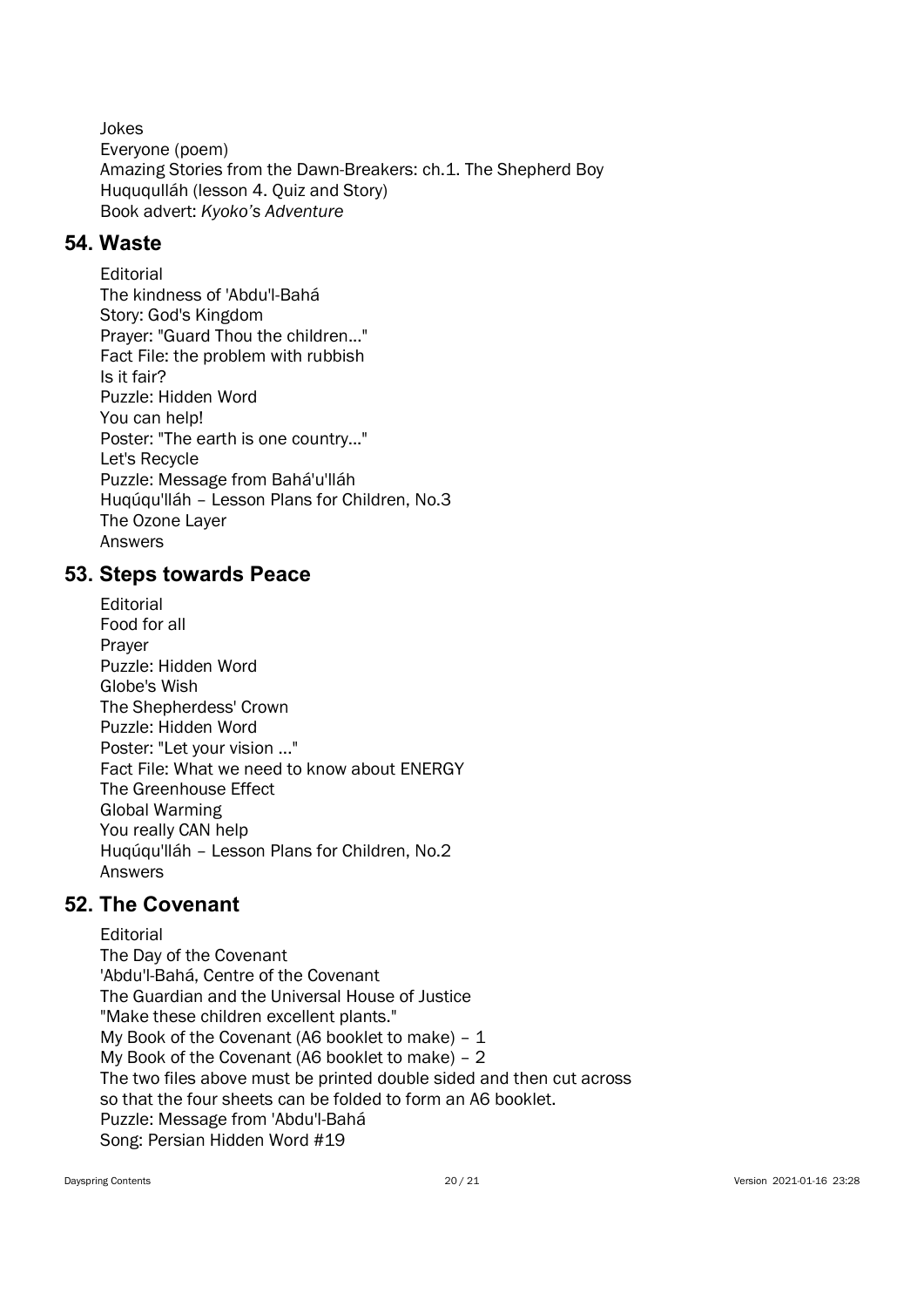Jokes
Everyone (poem)
Amazing Stories from the Dawn-Breakers: ch.1. The Shepherd Boy
Huququlláh (lesson 4. Quiz and Story)
Book advert: *Kyoko's Adventure*

## 54. Waste

Editorial
The kindness of 'Abdu'l-Bahá
Story: God's Kingdom
Prayer: "Guard Thou the children..."
Fact File: the problem with rubbish
Is it fair?
Puzzle: Hidden Word
You can help!
Poster: "The earth is one country..."
Let's Recycle
Puzzle: Message from Bahá'u'lláh
Huqúqu'lláh – Lesson Plans for Children, No.3
The Ozone Layer
Answers

## 53. Steps towards Peace

Editorial
Food for all
Prayer
Puzzle: Hidden Word
Globe's Wish
The Shepherdess' Crown
Puzzle: Hidden Word
Poster: "Let your vision ..."
Fact File: What we need to know about ENERGY
The Greenhouse Effect
Global Warming
You really CAN help
Huqúqu'lláh – Lesson Plans for Children, No.2
Answers

## 52. The Covenant

Editorial
The Day of the Covenant
'Abdu'l-Bahá, Centre of the Covenant
The Guardian and the Universal House of Justice
"Make these children excellent plants."
My Book of the Covenant (A6 booklet to make) – 1
My Book of the Covenant (A6 booklet to make) – 2
The two files above must be printed double sided and then cut across so that the four sheets can be folded to form an A6 booklet.
Puzzle: Message from 'Abdu'l-Bahá
Song: Persian Hidden Word #19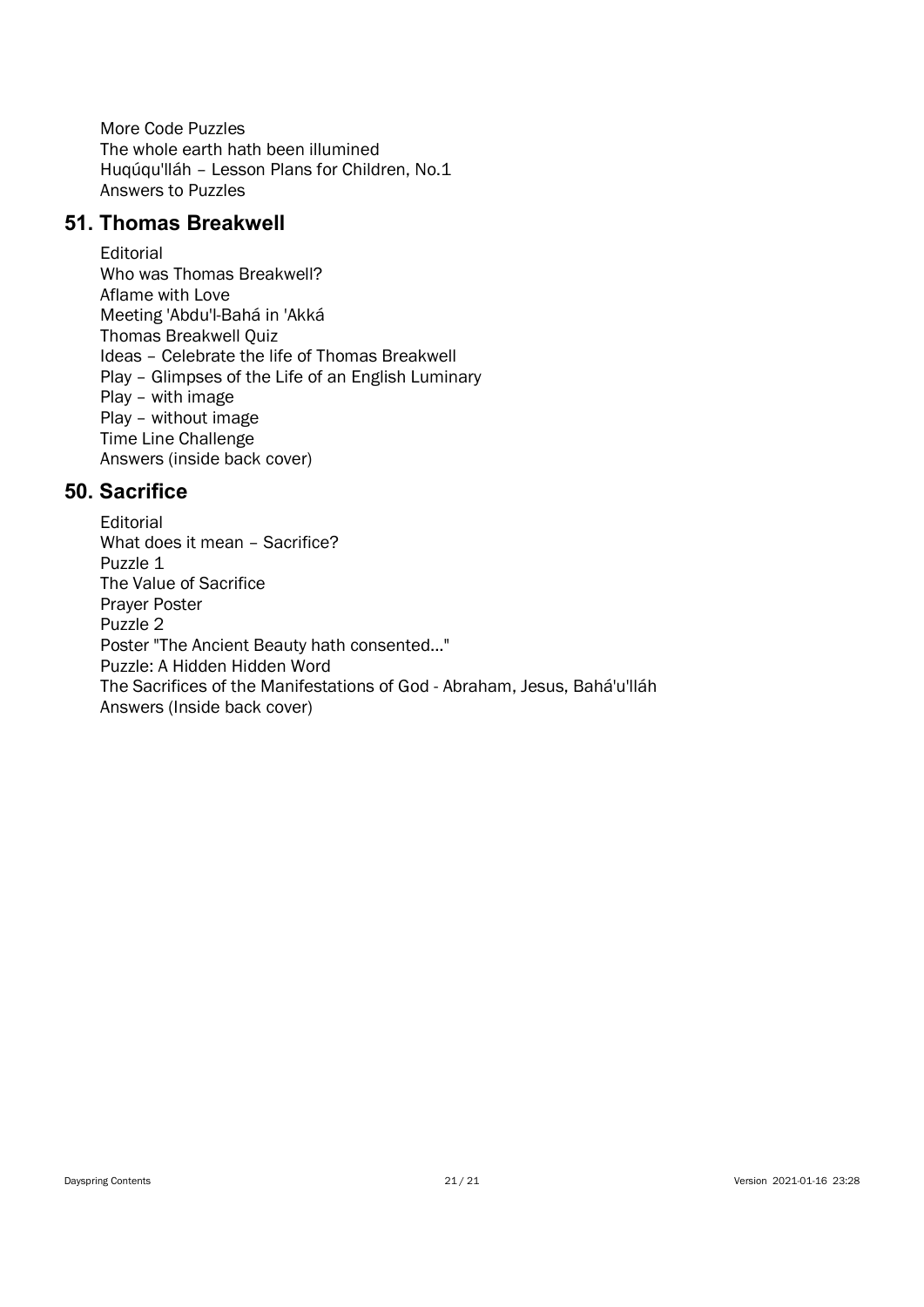More Code Puzzles
The whole earth hath been illumined
Huqúqu'lláh – Lesson Plans for Children, No.1
Answers to Puzzles

## 51. Thomas Breakwell

Editorial
Who was Thomas Breakwell?
Aflame with Love
Meeting 'Abdu'l-Bahá in 'Akká
Thomas Breakwell Quiz
Ideas – Celebrate the life of Thomas Breakwell
Play – Glimpses of the Life of an English Luminary
Play – with image
Play – without image
Time Line Challenge
Answers (inside back cover)

## 50. Sacrifice

Editorial
What does it mean – Sacrifice?
Puzzle 1
The Value of Sacrifice
Prayer Poster
Puzzle 2
Poster "The Ancient Beauty hath consented…"
Puzzle: A Hidden Hidden Word
The Sacrifices of the Manifestations of God - Abraham, Jesus, Bahá'u'lláh
Answers (Inside back cover)